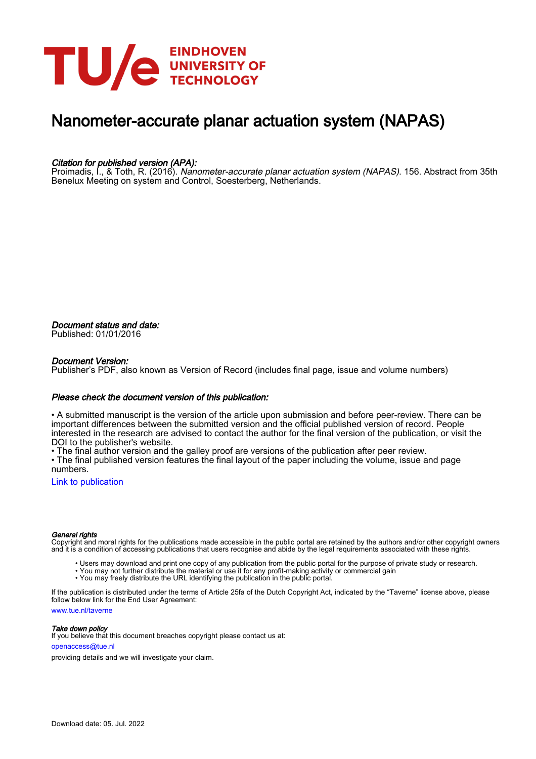# Nanometer-accurate planar actuation system (NAPAS)

*Citation for published version (APA):*
Proimadis, I., & Toth, R. (2016). *Nanometer-accurate planar actuation system (NAPAS)*. 156. Abstract from 35th Benelux Meeting on system and Control, Soesterberg, Netherlands.

*Document status and date:*
Published: 01/01/2016

*Document Version:*
Publisher's PDF, also known as Version of Record (includes final page, issue and volume numbers)

*Please check the document version of this publication:*

• A submitted manuscript is the version of the article upon submission and before peer-review. There can be important differences between the submitted version and the official published version of record. People interested in the research are advised to contact the author for the final version of the publication, or visit the DOI to the publisher's website.
• The final author version and the galley proof are versions of the publication after peer review.
• The final published version features the final layout of the paper including the volume, issue and page numbers.

Link to publication

*General rights*
Copyright and moral rights for the publications made accessible in the public portal are retained by the authors and/or other copyright owners and it is a condition of accessing publications that users recognise and abide by the legal requirements associated with these rights.

- Users may download and print one copy of any publication from the public portal for the purpose of private study or research.
- You may not further distribute the material or use it for any profit-making activity or commercial gain
- You may freely distribute the URL identifying the publication in the public portal.

If the publication is distributed under the terms of Article 25fa of the Dutch Copyright Act, indicated by the "Taverne" license above, please follow below link for the End User Agreement:
www.tue.nl/taverne

*Take down policy*
If you believe that this document breaches copyright please contact us at:
openaccess@tue.nl
providing details and we will investigate your claim.

Download date: 05. Jul. 2022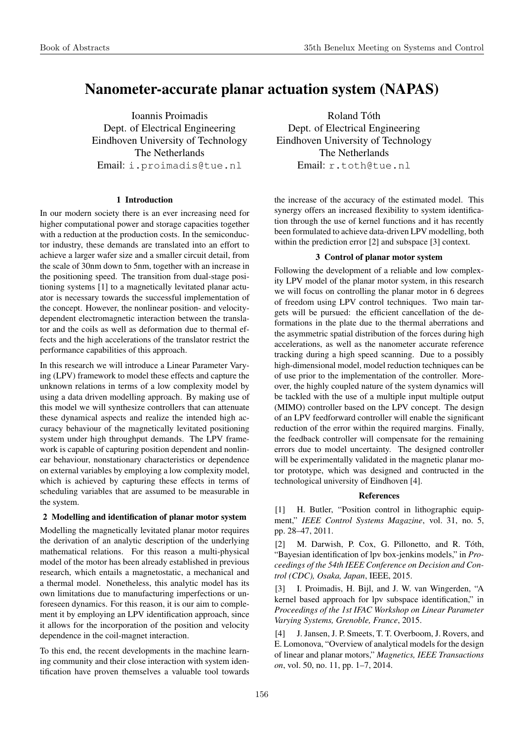# Nanometer-accurate planar actuation system (NAPAS)

Ioannis Proimadis
Dept. of Electrical Engineering
Eindhoven University of Technology
The Netherlands
Email: i.proimadis@tue.nl

Roland Tóth
Dept. of Electrical Engineering
Eindhoven University of Technology
The Netherlands
Email: r.toth@tue.nl

## 1 Introduction

In our modern society there is an ever increasing need for higher computational power and storage capacities together with a reduction at the production costs. In the semiconductor industry, these demands are translated into an effort to achieve a larger wafer size and a smaller circuit detail, from the scale of 30nm down to 5nm, together with an increase in the positioning speed. The transition from dual-stage positioning systems [1] to a magnetically levitated planar actuator is necessary towards the successful implementation of the concept. However, the nonlinear position- and velocity-dependent electromagnetic interaction between the translator and the coils as well as deformation due to thermal effects and the high accelerations of the translator restrict the performance capabilities of this approach.

In this research we will introduce a Linear Parameter Varying (LPV) framework to model these effects and capture the unknown relations in terms of a low complexity model by using a data driven modelling approach. By making use of this model we will synthesize controllers that can attenuate these dynamical aspects and realize the intended high accuracy behaviour of the magnetically levitated positioning system under high throughput demands. The LPV framework is capable of capturing position dependent and nonlinear behaviour, nonstationary characteristics or dependence on external variables by employing a low complexity model, which is achieved by capturing these effects in terms of scheduling variables that are assumed to be measurable in the system.

## 2 Modelling and identification of planar motor system

Modelling the magnetically levitated planar motor requires the derivation of an analytic description of the underlying mathematical relations. For this reason a multi-physical model of the motor has been already established in previous research, which entails a magnetostatic, a mechanical and a thermal model. Nonetheless, this analytic model has its own limitations due to manufacturing imperfections or unforeseen dynamics. For this reason, it is our aim to complement it by employing an LPV identification approach, since it allows for the incorporation of the position and velocity dependence in the coil-magnet interaction.

To this end, the recent developments in the machine learning community and their close interaction with system identification have proven themselves a valuable tool towards the increase of the accuracy of the estimated model. This synergy offers an increased flexibility to system identification through the use of kernel functions and it has recently been formulated to achieve data-driven LPV modelling, both within the prediction error [2] and subspace [3] context.

## 3 Control of planar motor system

Following the development of a reliable and low complexity LPV model of the planar motor system, in this research we will focus on controlling the planar motor in 6 degrees of freedom using LPV control techniques. Two main targets will be pursued: the efficient cancellation of the deformations in the plate due to the thermal aberrations and the asymmetric spatial distribution of the forces during high accelerations, as well as the nanometer accurate reference tracking during a high speed scanning. Due to a possibly high-dimensional model, model reduction techniques can be of use prior to the implementation of the controller. Moreover, the highly coupled nature of the system dynamics will be tackled with the use of a multiple input multiple output (MIMO) controller based on the LPV concept. The design of an LPV feedforward controller will enable the significant reduction of the error within the required margins. Finally, the feedback controller will compensate for the remaining errors due to model uncertainty. The designed controller will be experimentally validated in the magnetic planar motor prototype, which was designed and contructed in the technological university of Eindhoven [4].

## References

[1] H. Butler, "Position control in lithographic equipment," *IEEE Control Systems Magazine*, vol. 31, no. 5, pp. 28–47, 2011.

[2] M. Darwish, P. Cox, G. Pillonetto, and R. Tóth, "Bayesian identification of lpv box-jenkins models," in *Proceedings of the 54th IEEE Conference on Decision and Control (CDC), Osaka, Japan*, IEEE, 2015.

[3] I. Proimadis, H. Bijl, and J. W. van Wingerden, "A kernel based approach for lpv subspace identification," in *Proceedings of the 1st IFAC Workshop on Linear Parameter Varying Systems, Grenoble, France*, 2015.

[4] J. Jansen, J. P. Smeets, T. T. Overboom, J. Rovers, and E. Lomonova, "Overview of analytical models for the design of linear and planar motors," *Magnetics, IEEE Transactions on*, vol. 50, no. 11, pp. 1–7, 2014.